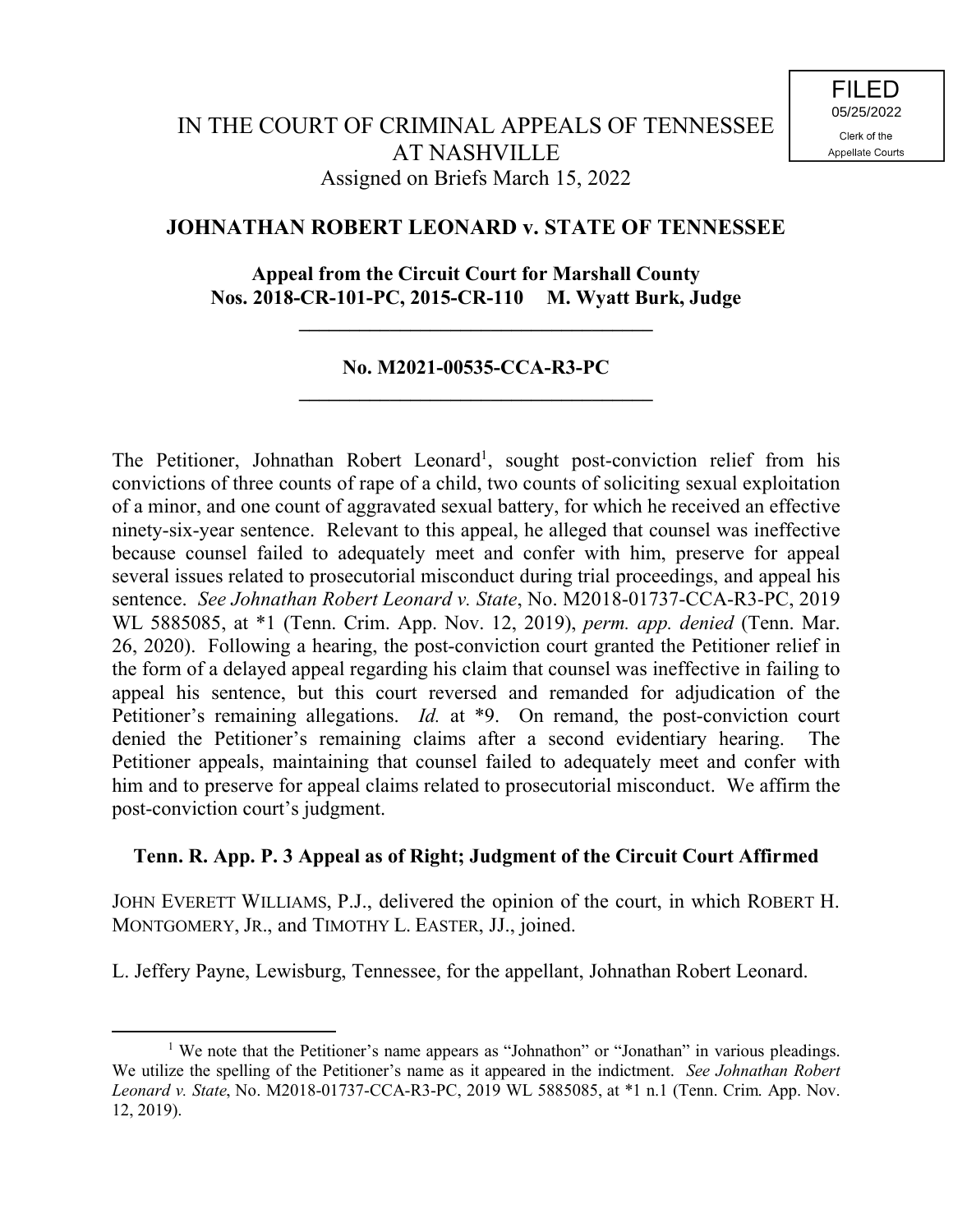FILED
05/25/2022
Clerk of the
Appellate Courts

IN THE COURT OF CRIMINAL APPEALS OF TENNESSEE
AT NASHVILLE
Assigned on Briefs March 15, 2022

## JOHNATHAN ROBERT LEONARD v. STATE OF TENNESSEE

**Appeal from the Circuit Court for Marshall County**
**Nos. 2018-CR-101-PC, 2015-CR-110 M. Wyatt Burk, Judge**

---

**No. M2021-00535-CCA-R3-PC**

---

The Petitioner, Johnathan Robert Leonard[1], sought post-conviction relief from his convictions of three counts of rape of a child, two counts of soliciting sexual exploitation of a minor, and one count of aggravated sexual battery, for which he received an effective ninety-six-year sentence. Relevant to this appeal, he alleged that counsel was ineffective because counsel failed to adequately meet and confer with him, preserve for appeal several issues related to prosecutorial misconduct during trial proceedings, and appeal his sentence. *See Johnathan Robert Leonard v. State*, No. M2018-01737-CCA-R3-PC, 2019 WL 5885085, at *1 (Tenn. Crim. App. Nov. 12, 2019), *perm. app. denied* (Tenn. Mar. 26, 2020). Following a hearing, the post-conviction court granted the Petitioner relief in the form of a delayed appeal regarding his claim that counsel was ineffective in failing to appeal his sentence, but this court reversed and remanded for adjudication of the Petitioner's remaining allegations. *Id.* at *9. On remand, the post-conviction court denied the Petitioner's remaining claims after a second evidentiary hearing. The Petitioner appeals, maintaining that counsel failed to adequately meet and confer with him and to preserve for appeal claims related to prosecutorial misconduct. We affirm the post-conviction court's judgment.

**Tenn. R. App. P. 3 Appeal as of Right; Judgment of the Circuit Court Affirmed**

JOHN EVERETT WILLIAMS, P.J., delivered the opinion of the court, in which ROBERT H. MONTGOMERY, JR., and TIMOTHY L. EASTER, JJ., joined.

L. Jeffery Payne, Lewisburg, Tennessee, for the appellant, Johnathan Robert Leonard.

---

[1] We note that the Petitioner's name appears as "Johnathon" or "Jonathan" in various pleadings. We utilize the spelling of the Petitioner's name as it appeared in the indictment. *See Johnathan Robert Leonard v. State*, No. M2018-01737-CCA-R3-PC, 2019 WL 5885085, at *1 n.1 (Tenn. Crim. App. Nov. 12, 2019).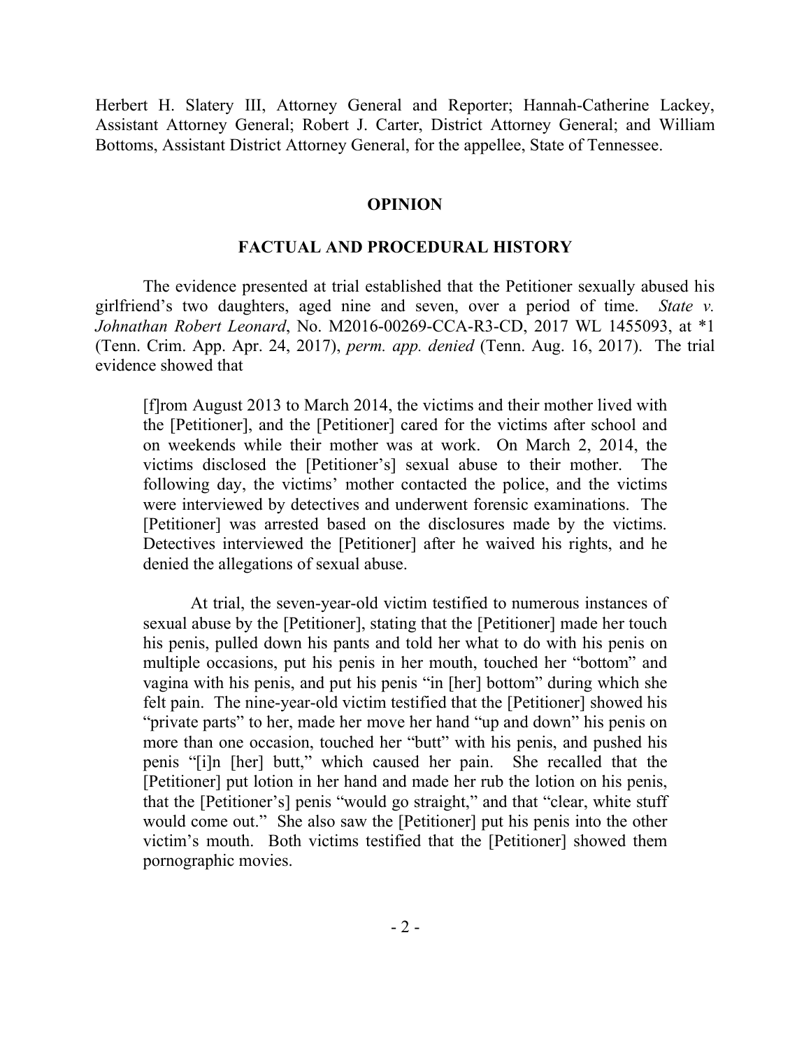Herbert H. Slatery III, Attorney General and Reporter; Hannah-Catherine Lackey, Assistant Attorney General; Robert J. Carter, District Attorney General; and William Bottoms, Assistant District Attorney General, for the appellee, State of Tennessee.

## OPINION

### FACTUAL AND PROCEDURAL HISTORY

The evidence presented at trial established that the Petitioner sexually abused his girlfriend's two daughters, aged nine and seven, over a period of time. *State v. Johnathan Robert Leonard*, No. M2016-00269-CCA-R3-CD, 2017 WL 1455093, at *1 (Tenn. Crim. App. Apr. 24, 2017), *perm. app. denied* (Tenn. Aug. 16, 2017). The trial evidence showed that

> [f]rom August 2013 to March 2014, the victims and their mother lived with the [Petitioner], and the [Petitioner] cared for the victims after school and on weekends while their mother was at work. On March 2, 2014, the victims disclosed the [Petitioner's] sexual abuse to their mother. The following day, the victims' mother contacted the police, and the victims were interviewed by detectives and underwent forensic examinations. The [Petitioner] was arrested based on the disclosures made by the victims. Detectives interviewed the [Petitioner] after he waived his rights, and he denied the allegations of sexual abuse.
>
> At trial, the seven-year-old victim testified to numerous instances of sexual abuse by the [Petitioner], stating that the [Petitioner] made her touch his penis, pulled down his pants and told her what to do with his penis on multiple occasions, put his penis in her mouth, touched her "bottom" and vagina with his penis, and put his penis "in [her] bottom" during which she felt pain. The nine-year-old victim testified that the [Petitioner] showed his "private parts" to her, made her move her hand "up and down" his penis on more than one occasion, touched her "butt" with his penis, and pushed his penis "[i]n [her] butt," which caused her pain. She recalled that the [Petitioner] put lotion in her hand and made her rub the lotion on his penis, that the [Petitioner's] penis "would go straight," and that "clear, white stuff would come out." She also saw the [Petitioner] put his penis into the other victim's mouth. Both victims testified that the [Petitioner] showed them pornographic movies.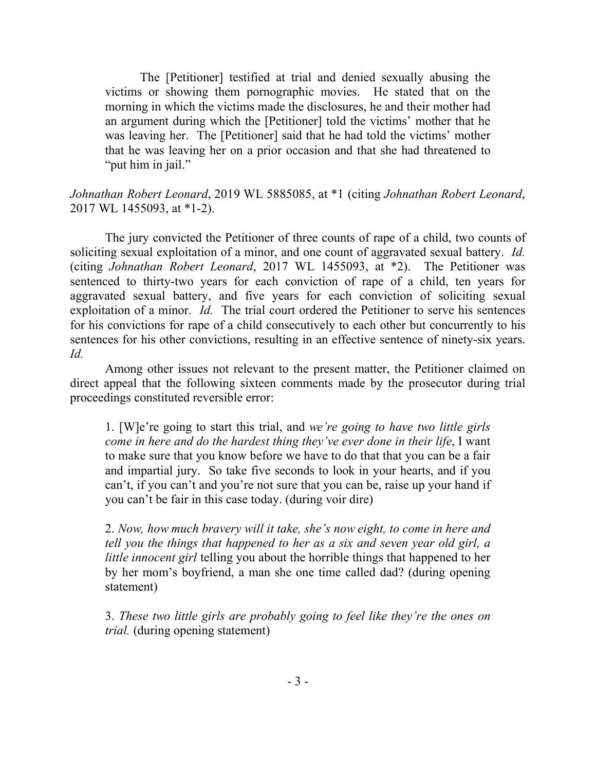> The [Petitioner] testified at trial and denied sexually abusing the victims or showing them pornographic movies. He stated that on the morning in which the victims made the disclosures, he and their mother had an argument during which the [Petitioner] told the victims' mother that he was leaving her. The [Petitioner] said that he had told the victims' mother that he was leaving her on a prior occasion and that she had threatened to "put him in jail."

*Johnathan Robert Leonard*, 2019 WL 5885085, at *1 (citing *Johnathan Robert Leonard*, 2017 WL 1455093, at *1-2).

The jury convicted the Petitioner of three counts of rape of a child, two counts of soliciting sexual exploitation of a minor, and one count of aggravated sexual battery. *Id.* (citing *Johnathan Robert Leonard*, 2017 WL 1455093, at *2). The Petitioner was sentenced to thirty-two years for each conviction of rape of a child, ten years for aggravated sexual battery, and five years for each conviction of soliciting sexual exploitation of a minor. *Id.* The trial court ordered the Petitioner to serve his sentences for his convictions for rape of a child consecutively to each other but concurrently to his sentences for his other convictions, resulting in an effective sentence of ninety-six years. *Id.*

Among other issues not relevant to the present matter, the Petitioner claimed on direct appeal that the following sixteen comments made by the prosecutor during trial proceedings constituted reversible error:

> 1. [W]e're going to start this trial, and *we're going to have two little girls come in here and do the hardest thing they've ever done in their life*, I want to make sure that you know before we have to do that that you can be a fair and impartial jury. So take five seconds to look in your hearts, and if you can't, if you can't and you're not sure that you can be, raise up your hand if you can't be fair in this case today. (during voir dire)
>
> 2. *Now, how much bravery will it take, she's now eight, to come in here and tell you the things that happened to her as a six and seven year old girl, a little innocent girl* telling you about the horrible things that happened to her by her mom's boyfriend, a man she one time called dad? (during opening statement)
>
> 3. *These two little girls are probably going to feel like they're the ones on trial.* (during opening statement)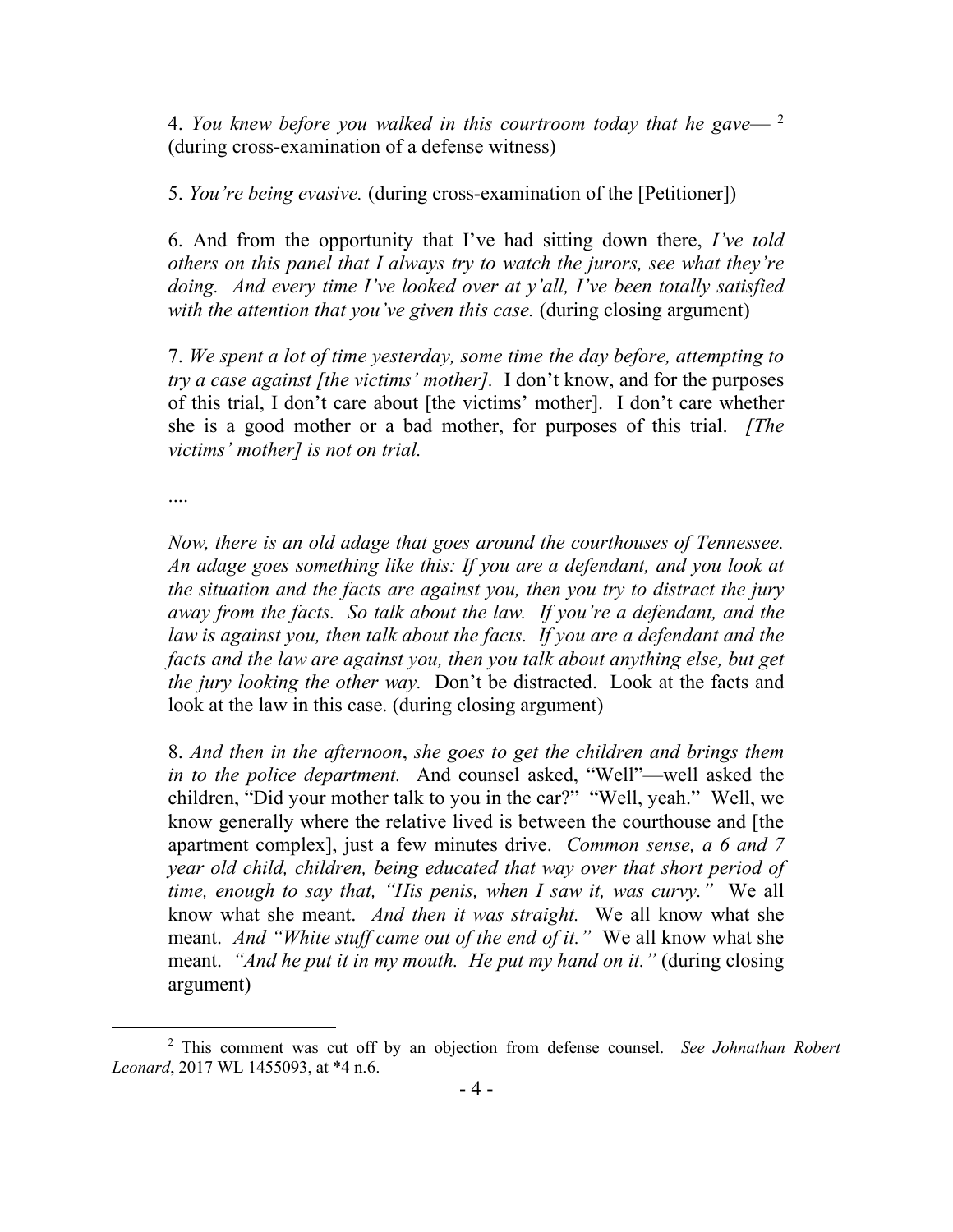4. *You knew before you walked in this courtroom today that he gave—* [2] (during cross-examination of a defense witness)

5. *You're being evasive.* (during cross-examination of the [Petitioner])

6. And from the opportunity that I've had sitting down there, *I've told others on this panel that I always try to watch the jurors, see what they're doing. And every time I've looked over at y'all, I've been totally satisfied with the attention that you've given this case.* (during closing argument)

7. *We spent a lot of time yesterday, some time the day before, attempting to try a case against [the victims' mother].* I don't know, and for the purposes of this trial, I don't care about [the victims' mother]. I don't care whether she is a good mother or a bad mother, for purposes of this trial. *[The victims' mother] is not on trial.*

....

*Now, there is an old adage that goes around the courthouses of Tennessee. An adage goes something like this: If you are a defendant, and you look at the situation and the facts are against you, then you try to distract the jury away from the facts. So talk about the law. If you're a defendant, and the law is against you, then talk about the facts. If you are a defendant and the facts and the law are against you, then you talk about anything else, but get the jury looking the other way.* Don't be distracted. Look at the facts and look at the law in this case. (during closing argument)

8. *And then in the afternoon*, *she goes to get the children and brings them in to the police department.* And counsel asked, "Well"—well asked the children, "Did your mother talk to you in the car?" "Well, yeah." Well, we know generally where the relative lived is between the courthouse and [the apartment complex], just a few minutes drive. *Common sense, a 6 and 7 year old child, children, being educated that way over that short period of time, enough to say that, "His penis, when I saw it, was curvy."* We all know what she meant. *And then it was straight.* We all know what she meant. *And "White stuff came out of the end of it."* We all know what she meant. *"And he put it in my mouth. He put my hand on it."* (during closing argument)

---

[2] This comment was cut off by an objection from defense counsel. *See Johnathan Robert Leonard*, 2017 WL 1455093, at *4 n.6.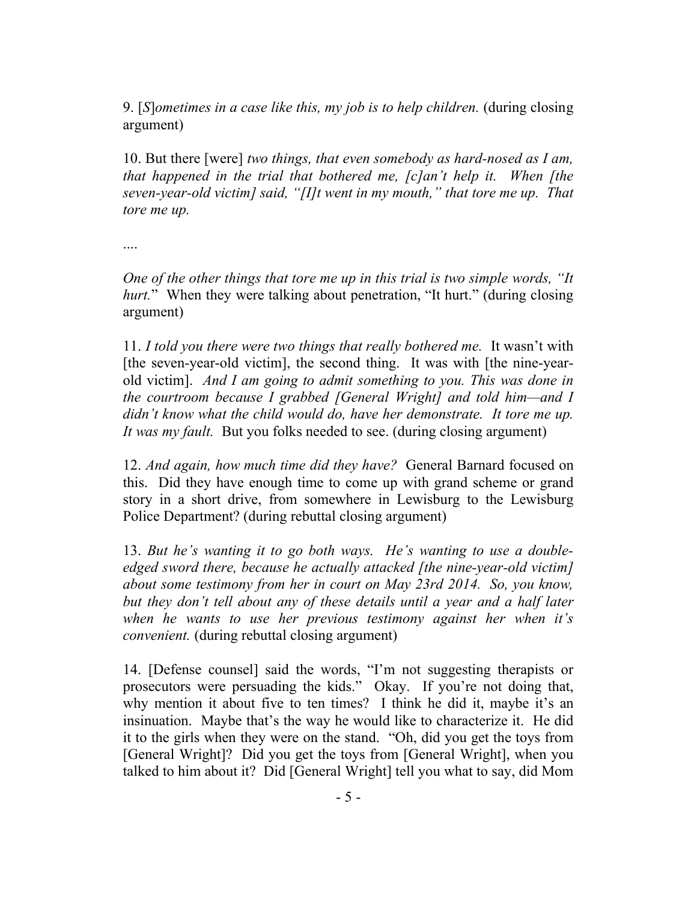9. [*S*]*ometimes in a case like this, my job is to help children.* (during closing argument)

10. But there [were] *two things, that even somebody as hard-nosed as I am, that happened in the trial that bothered me, [c]an't help it. When [the seven-year-old victim] said, "[I]t went in my mouth," that tore me up. That tore me up.*

....

*One of the other things that tore me up in this trial is two simple words, "It hurt.*" When they were talking about penetration, "It hurt." (during closing argument)

11. *I told you there were two things that really bothered me.* It wasn't with [the seven-year-old victim], the second thing. It was with [the nine-year-old victim]. *And I am going to admit something to you. This was done in the courtroom because I grabbed [General Wright] and told him—and I didn't know what the child would do, have her demonstrate. It tore me up. It was my fault.* But you folks needed to see. (during closing argument)

12. *And again, how much time did they have?* General Barnard focused on this. Did they have enough time to come up with grand scheme or grand story in a short drive, from somewhere in Lewisburg to the Lewisburg Police Department? (during rebuttal closing argument)

13. *But he's wanting it to go both ways. He's wanting to use a double-edged sword there, because he actually attacked [the nine-year-old victim] about some testimony from her in court on May 23rd 2014. So, you know, but they don't tell about any of these details until a year and a half later when he wants to use her previous testimony against her when it's convenient.* (during rebuttal closing argument)

14. [Defense counsel] said the words, "I'm not suggesting therapists or prosecutors were persuading the kids." Okay. If you're not doing that, why mention it about five to ten times? I think he did it, maybe it's an insinuation. Maybe that's the way he would like to characterize it. He did it to the girls when they were on the stand. "Oh, did you get the toys from [General Wright]? Did you get the toys from [General Wright], when you talked to him about it? Did [General Wright] tell you what to say, did Mom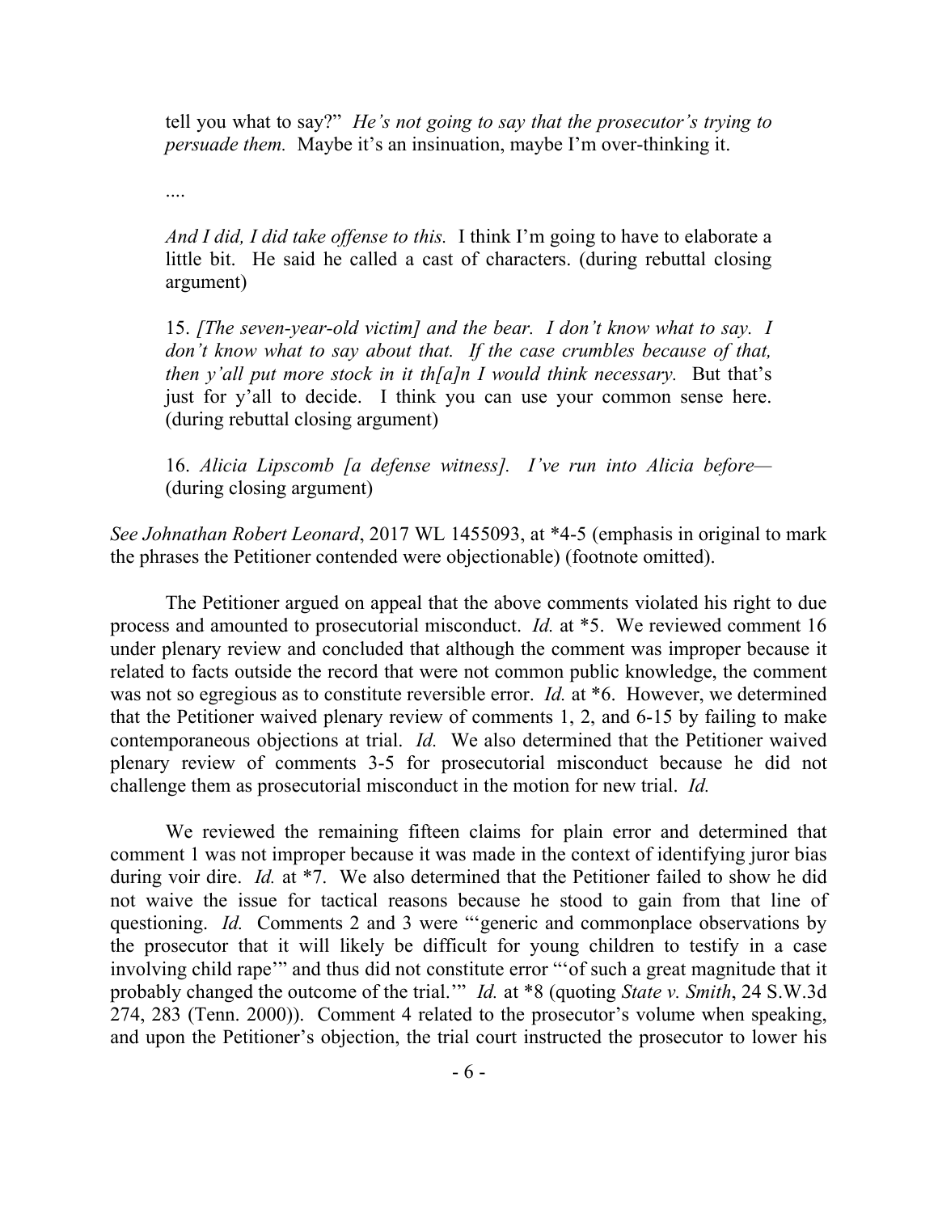tell you what to say?" *He's not going to say that the prosecutor's trying to persuade them.* Maybe it's an insinuation, maybe I'm over-thinking it.

....

*And I did, I did take offense to this.* I think I'm going to have to elaborate a little bit. He said he called a cast of characters. (during rebuttal closing argument)

15. *[The seven-year-old victim] and the bear. I don't know what to say. I don't know what to say about that. If the case crumbles because of that, then y'all put more stock in it th[a]n I would think necessary.* But that's just for y'all to decide. I think you can use your common sense here. (during rebuttal closing argument)

16. *Alicia Lipscomb [a defense witness]. I've run into Alicia before—* (during closing argument)

*See Johnathan Robert Leonard*, 2017 WL 1455093, at *4-5 (emphasis in original to mark the phrases the Petitioner contended were objectionable) (footnote omitted).

The Petitioner argued on appeal that the above comments violated his right to due process and amounted to prosecutorial misconduct. *Id.* at *5. We reviewed comment 16 under plenary review and concluded that although the comment was improper because it related to facts outside the record that were not common public knowledge, the comment was not so egregious as to constitute reversible error. *Id.* at *6. However, we determined that the Petitioner waived plenary review of comments 1, 2, and 6-15 by failing to make contemporaneous objections at trial. *Id.* We also determined that the Petitioner waived plenary review of comments 3-5 for prosecutorial misconduct because he did not challenge them as prosecutorial misconduct in the motion for new trial. *Id.*

We reviewed the remaining fifteen claims for plain error and determined that comment 1 was not improper because it was made in the context of identifying juror bias during voir dire. *Id.* at *7. We also determined that the Petitioner failed to show he did not waive the issue for tactical reasons because he stood to gain from that line of questioning. *Id.* Comments 2 and 3 were "'generic and commonplace observations by the prosecutor that it will likely be difficult for young children to testify in a case involving child rape'" and thus did not constitute error "'of such a great magnitude that it probably changed the outcome of the trial.'" *Id.* at *8 (quoting *State v. Smith*, 24 S.W.3d 274, 283 (Tenn. 2000)). Comment 4 related to the prosecutor's volume when speaking, and upon the Petitioner's objection, the trial court instructed the prosecutor to lower his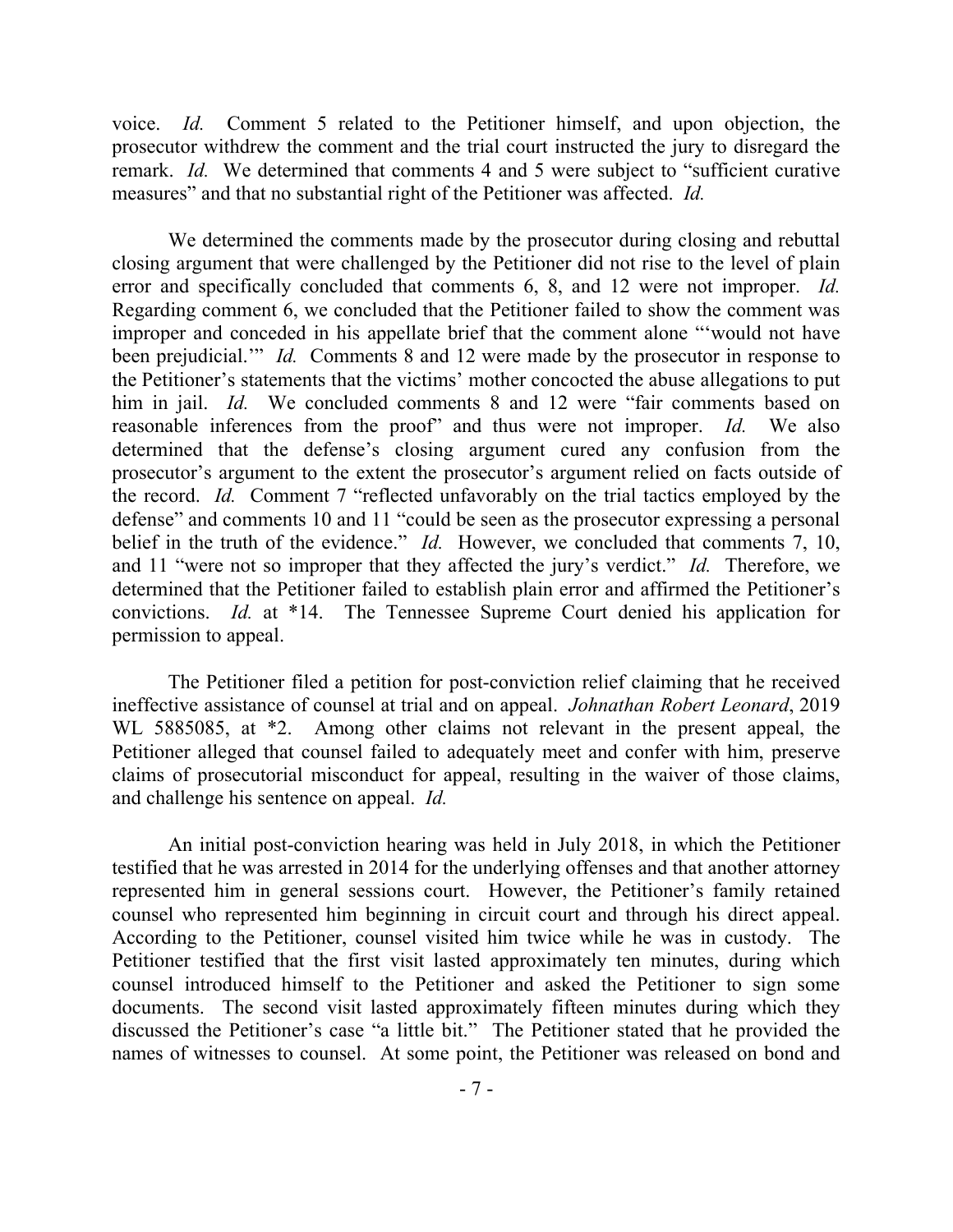voice. *Id.* Comment 5 related to the Petitioner himself, and upon objection, the prosecutor withdrew the comment and the trial court instructed the jury to disregard the remark. *Id.* We determined that comments 4 and 5 were subject to "sufficient curative measures" and that no substantial right of the Petitioner was affected. *Id.*

We determined the comments made by the prosecutor during closing and rebuttal closing argument that were challenged by the Petitioner did not rise to the level of plain error and specifically concluded that comments 6, 8, and 12 were not improper. *Id.* Regarding comment 6, we concluded that the Petitioner failed to show the comment was improper and conceded in his appellate brief that the comment alone "'would not have been prejudicial.'" *Id.* Comments 8 and 12 were made by the prosecutor in response to the Petitioner's statements that the victims' mother concocted the abuse allegations to put him in jail. *Id.* We concluded comments 8 and 12 were "fair comments based on reasonable inferences from the proof" and thus were not improper. *Id.* We also determined that the defense's closing argument cured any confusion from the prosecutor's argument to the extent the prosecutor's argument relied on facts outside of the record. *Id.* Comment 7 "reflected unfavorably on the trial tactics employed by the defense" and comments 10 and 11 "could be seen as the prosecutor expressing a personal belief in the truth of the evidence." *Id.* However, we concluded that comments 7, 10, and 11 "were not so improper that they affected the jury's verdict." *Id.* Therefore, we determined that the Petitioner failed to establish plain error and affirmed the Petitioner's convictions. *Id.* at *14. The Tennessee Supreme Court denied his application for permission to appeal.

The Petitioner filed a petition for post-conviction relief claiming that he received ineffective assistance of counsel at trial and on appeal. *Johnathan Robert Leonard*, 2019 WL 5885085, at *2. Among other claims not relevant in the present appeal, the Petitioner alleged that counsel failed to adequately meet and confer with him, preserve claims of prosecutorial misconduct for appeal, resulting in the waiver of those claims, and challenge his sentence on appeal. *Id.*

An initial post-conviction hearing was held in July 2018, in which the Petitioner testified that he was arrested in 2014 for the underlying offenses and that another attorney represented him in general sessions court. However, the Petitioner's family retained counsel who represented him beginning in circuit court and through his direct appeal. According to the Petitioner, counsel visited him twice while he was in custody. The Petitioner testified that the first visit lasted approximately ten minutes, during which counsel introduced himself to the Petitioner and asked the Petitioner to sign some documents. The second visit lasted approximately fifteen minutes during which they discussed the Petitioner's case "a little bit." The Petitioner stated that he provided the names of witnesses to counsel. At some point, the Petitioner was released on bond and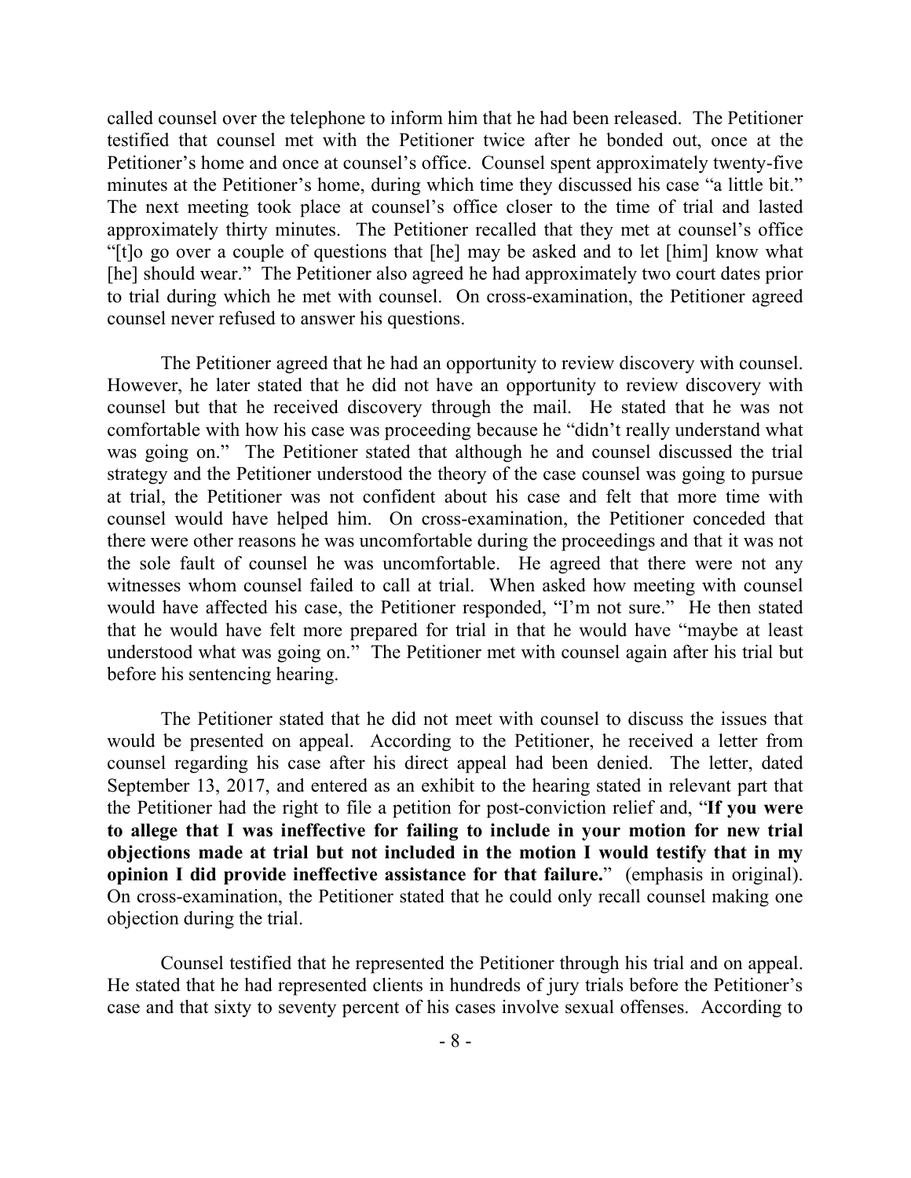called counsel over the telephone to inform him that he had been released. The Petitioner testified that counsel met with the Petitioner twice after he bonded out, once at the Petitioner's home and once at counsel's office. Counsel spent approximately twenty-five minutes at the Petitioner's home, during which time they discussed his case "a little bit." The next meeting took place at counsel's office closer to the time of trial and lasted approximately thirty minutes. The Petitioner recalled that they met at counsel's office "[t]o go over a couple of questions that [he] may be asked and to let [him] know what [he] should wear." The Petitioner also agreed he had approximately two court dates prior to trial during which he met with counsel. On cross-examination, the Petitioner agreed counsel never refused to answer his questions.

The Petitioner agreed that he had an opportunity to review discovery with counsel. However, he later stated that he did not have an opportunity to review discovery with counsel but that he received discovery through the mail. He stated that he was not comfortable with how his case was proceeding because he "didn't really understand what was going on." The Petitioner stated that although he and counsel discussed the trial strategy and the Petitioner understood the theory of the case counsel was going to pursue at trial, the Petitioner was not confident about his case and felt that more time with counsel would have helped him. On cross-examination, the Petitioner conceded that there were other reasons he was uncomfortable during the proceedings and that it was not the sole fault of counsel he was uncomfortable. He agreed that there were not any witnesses whom counsel failed to call at trial. When asked how meeting with counsel would have affected his case, the Petitioner responded, "I'm not sure." He then stated that he would have felt more prepared for trial in that he would have "maybe at least understood what was going on." The Petitioner met with counsel again after his trial but before his sentencing hearing.

The Petitioner stated that he did not meet with counsel to discuss the issues that would be presented on appeal. According to the Petitioner, he received a letter from counsel regarding his case after his direct appeal had been denied. The letter, dated September 13, 2017, and entered as an exhibit to the hearing stated in relevant part that the Petitioner had the right to file a petition for post-conviction relief and, "**If you were to allege that I was ineffective for failing to include in your motion for new trial objections made at trial but not included in the motion I would testify that in my opinion I did provide ineffective assistance for that failure.**" (emphasis in original). On cross-examination, the Petitioner stated that he could only recall counsel making one objection during the trial.

Counsel testified that he represented the Petitioner through his trial and on appeal. He stated that he had represented clients in hundreds of jury trials before the Petitioner's case and that sixty to seventy percent of his cases involve sexual offenses. According to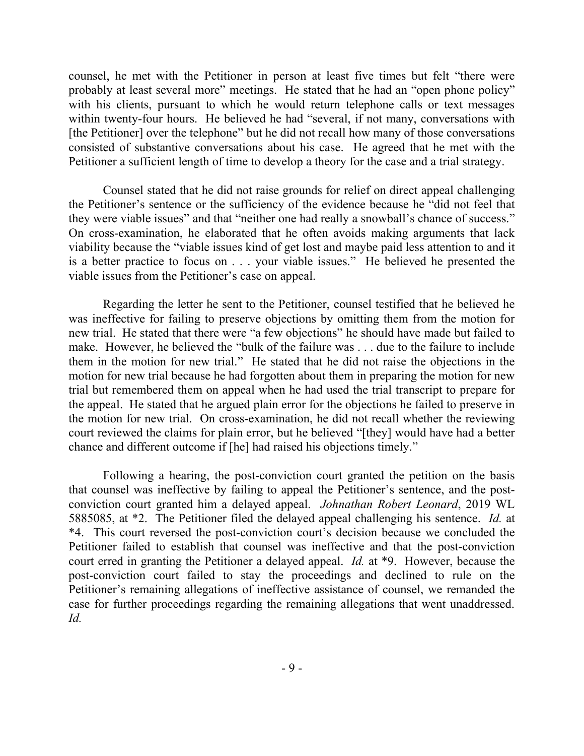counsel, he met with the Petitioner in person at least five times but felt "there were probably at least several more" meetings. He stated that he had an "open phone policy" with his clients, pursuant to which he would return telephone calls or text messages within twenty-four hours. He believed he had "several, if not many, conversations with [the Petitioner] over the telephone" but he did not recall how many of those conversations consisted of substantive conversations about his case. He agreed that he met with the Petitioner a sufficient length of time to develop a theory for the case and a trial strategy.

Counsel stated that he did not raise grounds for relief on direct appeal challenging the Petitioner's sentence or the sufficiency of the evidence because he "did not feel that they were viable issues" and that "neither one had really a snowball's chance of success." On cross-examination, he elaborated that he often avoids making arguments that lack viability because the "viable issues kind of get lost and maybe paid less attention to and it is a better practice to focus on . . . your viable issues." He believed he presented the viable issues from the Petitioner's case on appeal.

Regarding the letter he sent to the Petitioner, counsel testified that he believed he was ineffective for failing to preserve objections by omitting them from the motion for new trial. He stated that there were "a few objections" he should have made but failed to make. However, he believed the "bulk of the failure was . . . due to the failure to include them in the motion for new trial." He stated that he did not raise the objections in the motion for new trial because he had forgotten about them in preparing the motion for new trial but remembered them on appeal when he had used the trial transcript to prepare for the appeal. He stated that he argued plain error for the objections he failed to preserve in the motion for new trial. On cross-examination, he did not recall whether the reviewing court reviewed the claims for plain error, but he believed "[they] would have had a better chance and different outcome if [he] had raised his objections timely."

Following a hearing, the post-conviction court granted the petition on the basis that counsel was ineffective by failing to appeal the Petitioner's sentence, and the post-conviction court granted him a delayed appeal. *Johnathan Robert Leonard*, 2019 WL 5885085, at *2. The Petitioner filed the delayed appeal challenging his sentence. *Id.* at *4. This court reversed the post-conviction court's decision because we concluded the Petitioner failed to establish that counsel was ineffective and that the post-conviction court erred in granting the Petitioner a delayed appeal. *Id.* at *9. However, because the post-conviction court failed to stay the proceedings and declined to rule on the Petitioner's remaining allegations of ineffective assistance of counsel, we remanded the case for further proceedings regarding the remaining allegations that went unaddressed. *Id.*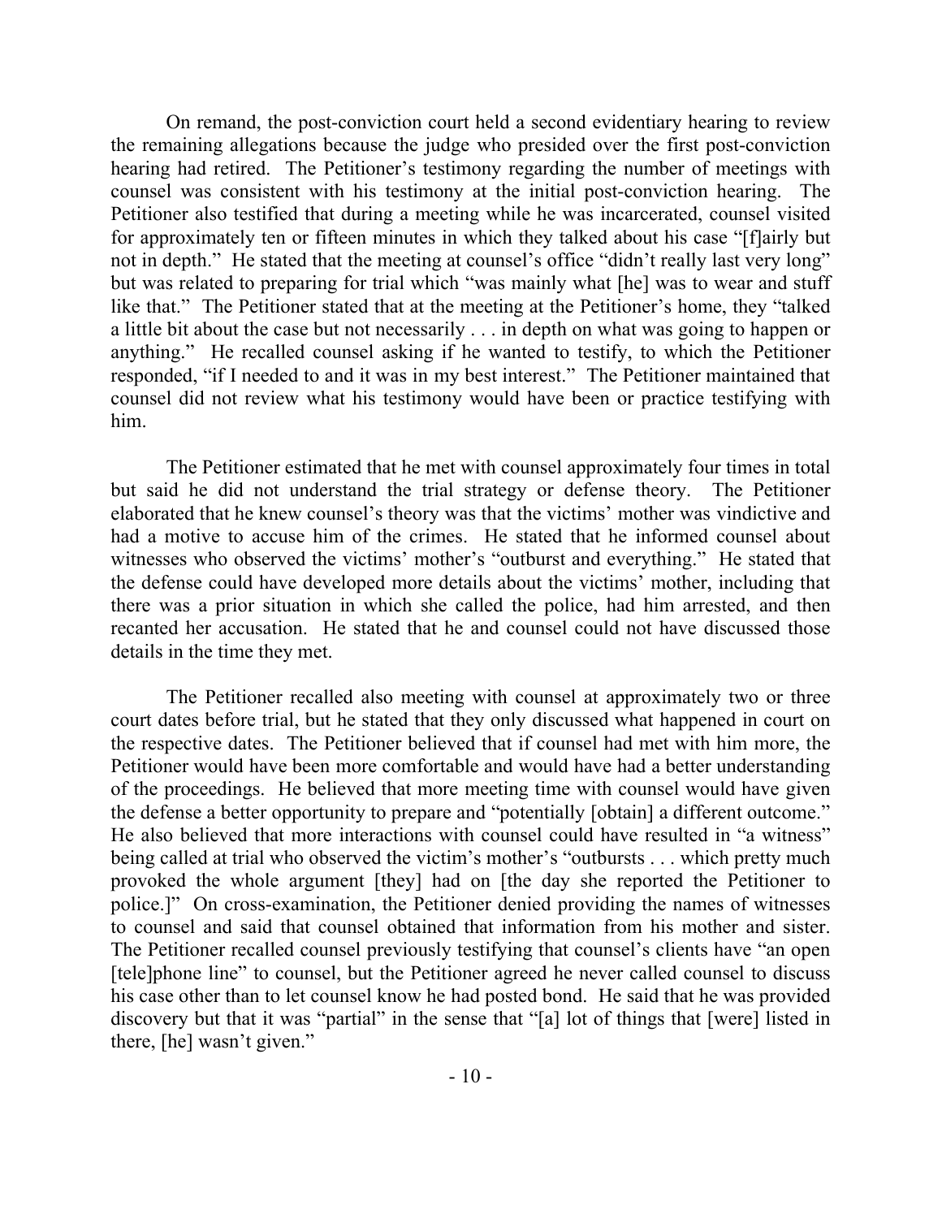On remand, the post-conviction court held a second evidentiary hearing to review the remaining allegations because the judge who presided over the first post-conviction hearing had retired. The Petitioner's testimony regarding the number of meetings with counsel was consistent with his testimony at the initial post-conviction hearing. The Petitioner also testified that during a meeting while he was incarcerated, counsel visited for approximately ten or fifteen minutes in which they talked about his case "[f]airly but not in depth." He stated that the meeting at counsel's office "didn't really last very long" but was related to preparing for trial which "was mainly what [he] was to wear and stuff like that." The Petitioner stated that at the meeting at the Petitioner's home, they "talked a little bit about the case but not necessarily . . . in depth on what was going to happen or anything." He recalled counsel asking if he wanted to testify, to which the Petitioner responded, "if I needed to and it was in my best interest." The Petitioner maintained that counsel did not review what his testimony would have been or practice testifying with him.

The Petitioner estimated that he met with counsel approximately four times in total but said he did not understand the trial strategy or defense theory. The Petitioner elaborated that he knew counsel's theory was that the victims' mother was vindictive and had a motive to accuse him of the crimes. He stated that he informed counsel about witnesses who observed the victims' mother's "outburst and everything." He stated that the defense could have developed more details about the victims' mother, including that there was a prior situation in which she called the police, had him arrested, and then recanted her accusation. He stated that he and counsel could not have discussed those details in the time they met.

The Petitioner recalled also meeting with counsel at approximately two or three court dates before trial, but he stated that they only discussed what happened in court on the respective dates. The Petitioner believed that if counsel had met with him more, the Petitioner would have been more comfortable and would have had a better understanding of the proceedings. He believed that more meeting time with counsel would have given the defense a better opportunity to prepare and "potentially [obtain] a different outcome." He also believed that more interactions with counsel could have resulted in "a witness" being called at trial who observed the victim's mother's "outbursts . . . which pretty much provoked the whole argument [they] had on [the day she reported the Petitioner to police.]" On cross-examination, the Petitioner denied providing the names of witnesses to counsel and said that counsel obtained that information from his mother and sister. The Petitioner recalled counsel previously testifying that counsel's clients have "an open [tele]phone line" to counsel, but the Petitioner agreed he never called counsel to discuss his case other than to let counsel know he had posted bond. He said that he was provided discovery but that it was "partial" in the sense that "[a] lot of things that [were] listed in there, [he] wasn't given."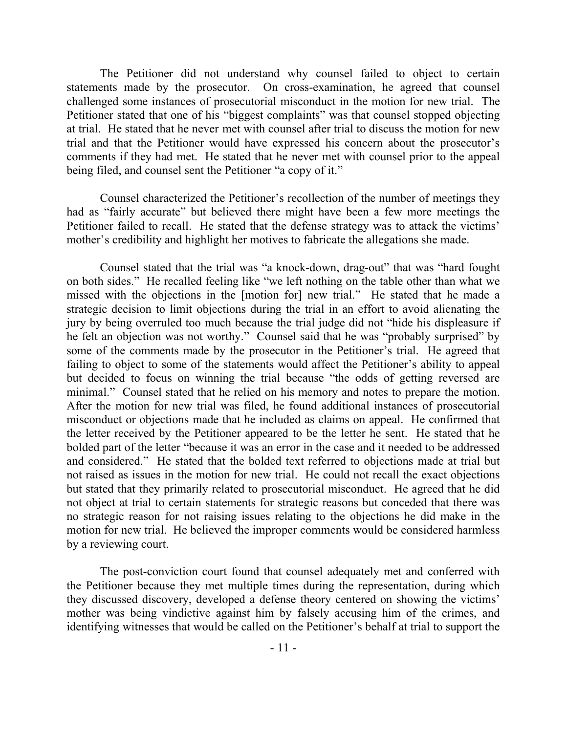The Petitioner did not understand why counsel failed to object to certain statements made by the prosecutor. On cross-examination, he agreed that counsel challenged some instances of prosecutorial misconduct in the motion for new trial. The Petitioner stated that one of his "biggest complaints" was that counsel stopped objecting at trial. He stated that he never met with counsel after trial to discuss the motion for new trial and that the Petitioner would have expressed his concern about the prosecutor's comments if they had met. He stated that he never met with counsel prior to the appeal being filed, and counsel sent the Petitioner "a copy of it."

Counsel characterized the Petitioner's recollection of the number of meetings they had as "fairly accurate" but believed there might have been a few more meetings the Petitioner failed to recall. He stated that the defense strategy was to attack the victims' mother's credibility and highlight her motives to fabricate the allegations she made.

Counsel stated that the trial was "a knock-down, drag-out" that was "hard fought on both sides." He recalled feeling like "we left nothing on the table other than what we missed with the objections in the [motion for] new trial." He stated that he made a strategic decision to limit objections during the trial in an effort to avoid alienating the jury by being overruled too much because the trial judge did not "hide his displeasure if he felt an objection was not worthy." Counsel said that he was "probably surprised" by some of the comments made by the prosecutor in the Petitioner's trial. He agreed that failing to object to some of the statements would affect the Petitioner's ability to appeal but decided to focus on winning the trial because "the odds of getting reversed are minimal." Counsel stated that he relied on his memory and notes to prepare the motion. After the motion for new trial was filed, he found additional instances of prosecutorial misconduct or objections made that he included as claims on appeal. He confirmed that the letter received by the Petitioner appeared to be the letter he sent. He stated that he bolded part of the letter "because it was an error in the case and it needed to be addressed and considered." He stated that the bolded text referred to objections made at trial but not raised as issues in the motion for new trial. He could not recall the exact objections but stated that they primarily related to prosecutorial misconduct. He agreed that he did not object at trial to certain statements for strategic reasons but conceded that there was no strategic reason for not raising issues relating to the objections he did make in the motion for new trial. He believed the improper comments would be considered harmless by a reviewing court.

The post-conviction court found that counsel adequately met and conferred with the Petitioner because they met multiple times during the representation, during which they discussed discovery, developed a defense theory centered on showing the victims' mother was being vindictive against him by falsely accusing him of the crimes, and identifying witnesses that would be called on the Petitioner's behalf at trial to support the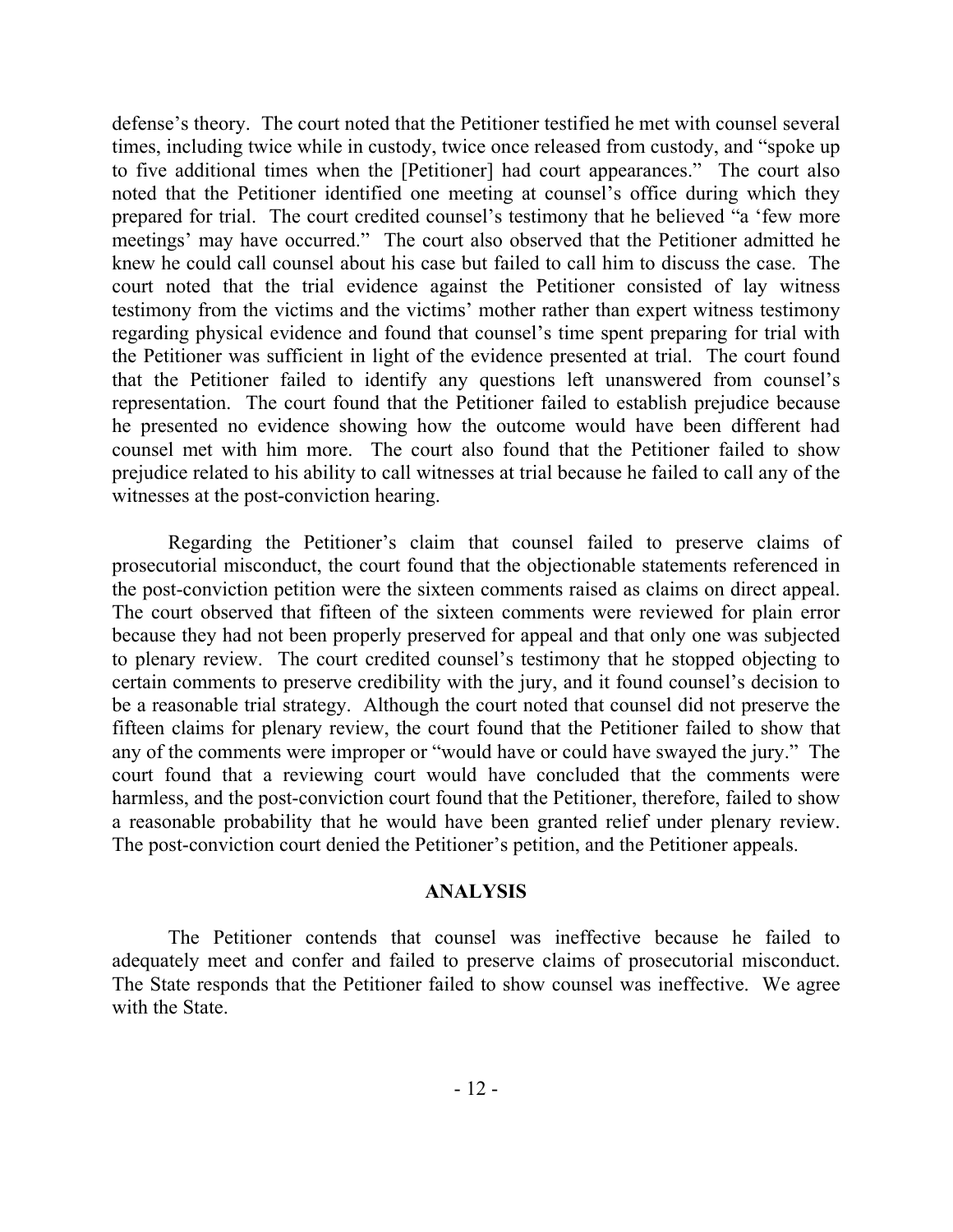defense's theory. The court noted that the Petitioner testified he met with counsel several times, including twice while in custody, twice once released from custody, and "spoke up to five additional times when the [Petitioner] had court appearances." The court also noted that the Petitioner identified one meeting at counsel's office during which they prepared for trial. The court credited counsel's testimony that he believed "a 'few more meetings' may have occurred." The court also observed that the Petitioner admitted he knew he could call counsel about his case but failed to call him to discuss the case. The court noted that the trial evidence against the Petitioner consisted of lay witness testimony from the victims and the victims' mother rather than expert witness testimony regarding physical evidence and found that counsel's time spent preparing for trial with the Petitioner was sufficient in light of the evidence presented at trial. The court found that the Petitioner failed to identify any questions left unanswered from counsel's representation. The court found that the Petitioner failed to establish prejudice because he presented no evidence showing how the outcome would have been different had counsel met with him more. The court also found that the Petitioner failed to show prejudice related to his ability to call witnesses at trial because he failed to call any of the witnesses at the post-conviction hearing.

Regarding the Petitioner's claim that counsel failed to preserve claims of prosecutorial misconduct, the court found that the objectionable statements referenced in the post-conviction petition were the sixteen comments raised as claims on direct appeal. The court observed that fifteen of the sixteen comments were reviewed for plain error because they had not been properly preserved for appeal and that only one was subjected to plenary review. The court credited counsel's testimony that he stopped objecting to certain comments to preserve credibility with the jury, and it found counsel's decision to be a reasonable trial strategy. Although the court noted that counsel did not preserve the fifteen claims for plenary review, the court found that the Petitioner failed to show that any of the comments were improper or "would have or could have swayed the jury." The court found that a reviewing court would have concluded that the comments were harmless, and the post-conviction court found that the Petitioner, therefore, failed to show a reasonable probability that he would have been granted relief under plenary review. The post-conviction court denied the Petitioner's petition, and the Petitioner appeals.

## ANALYSIS

The Petitioner contends that counsel was ineffective because he failed to adequately meet and confer and failed to preserve claims of prosecutorial misconduct. The State responds that the Petitioner failed to show counsel was ineffective. We agree with the State.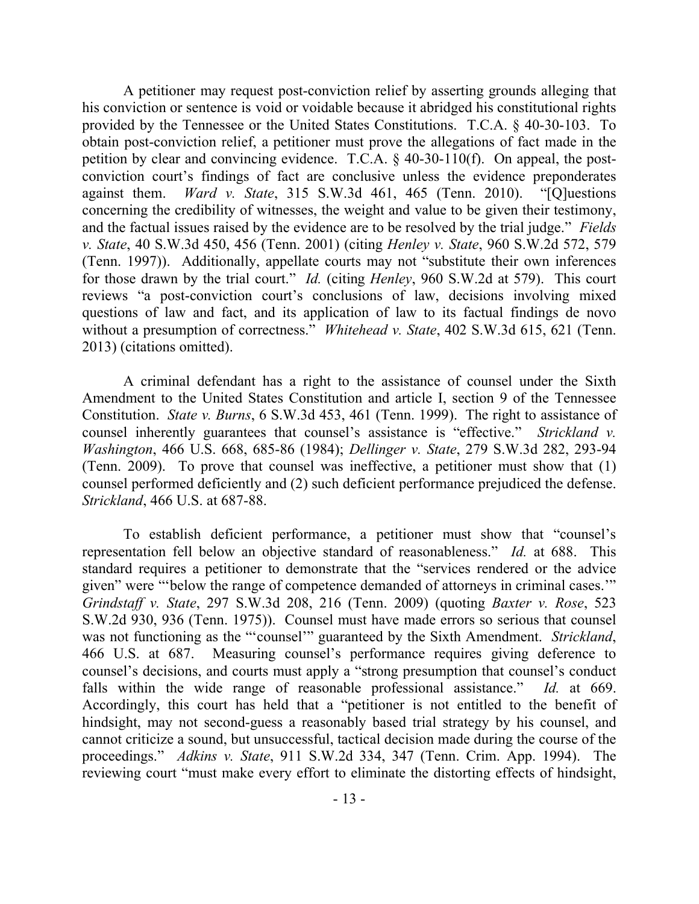A petitioner may request post-conviction relief by asserting grounds alleging that his conviction or sentence is void or voidable because it abridged his constitutional rights provided by the Tennessee or the United States Constitutions. T.C.A. § 40-30-103. To obtain post-conviction relief, a petitioner must prove the allegations of fact made in the petition by clear and convincing evidence. T.C.A. § 40-30-110(f). On appeal, the post-conviction court's findings of fact are conclusive unless the evidence preponderates against them. *Ward v. State*, 315 S.W.3d 461, 465 (Tenn. 2010). "[Q]uestions concerning the credibility of witnesses, the weight and value to be given their testimony, and the factual issues raised by the evidence are to be resolved by the trial judge." *Fields v. State*, 40 S.W.3d 450, 456 (Tenn. 2001) (citing *Henley v. State*, 960 S.W.2d 572, 579 (Tenn. 1997)). Additionally, appellate courts may not "substitute their own inferences for those drawn by the trial court." *Id.* (citing *Henley*, 960 S.W.2d at 579). This court reviews "a post-conviction court's conclusions of law, decisions involving mixed questions of law and fact, and its application of law to its factual findings de novo without a presumption of correctness." *Whitehead v. State*, 402 S.W.3d 615, 621 (Tenn. 2013) (citations omitted).

A criminal defendant has a right to the assistance of counsel under the Sixth Amendment to the United States Constitution and article I, section 9 of the Tennessee Constitution. *State v. Burns*, 6 S.W.3d 453, 461 (Tenn. 1999). The right to assistance of counsel inherently guarantees that counsel's assistance is "effective." *Strickland v. Washington*, 466 U.S. 668, 685-86 (1984); *Dellinger v. State*, 279 S.W.3d 282, 293-94 (Tenn. 2009). To prove that counsel was ineffective, a petitioner must show that (1) counsel performed deficiently and (2) such deficient performance prejudiced the defense. *Strickland*, 466 U.S. at 687-88.

To establish deficient performance, a petitioner must show that "counsel's representation fell below an objective standard of reasonableness." *Id.* at 688. This standard requires a petitioner to demonstrate that the "services rendered or the advice given" were "'below the range of competence demanded of attorneys in criminal cases.'" *Grindstaff v. State*, 297 S.W.3d 208, 216 (Tenn. 2009) (quoting *Baxter v. Rose*, 523 S.W.2d 930, 936 (Tenn. 1975)). Counsel must have made errors so serious that counsel was not functioning as the "'counsel'" guaranteed by the Sixth Amendment. *Strickland*, 466 U.S. at 687. Measuring counsel's performance requires giving deference to counsel's decisions, and courts must apply a "strong presumption that counsel's conduct falls within the wide range of reasonable professional assistance." *Id.* at 669. Accordingly, this court has held that a "petitioner is not entitled to the benefit of hindsight, may not second-guess a reasonably based trial strategy by his counsel, and cannot criticize a sound, but unsuccessful, tactical decision made during the course of the proceedings." *Adkins v. State*, 911 S.W.2d 334, 347 (Tenn. Crim. App. 1994). The reviewing court "must make every effort to eliminate the distorting effects of hindsight,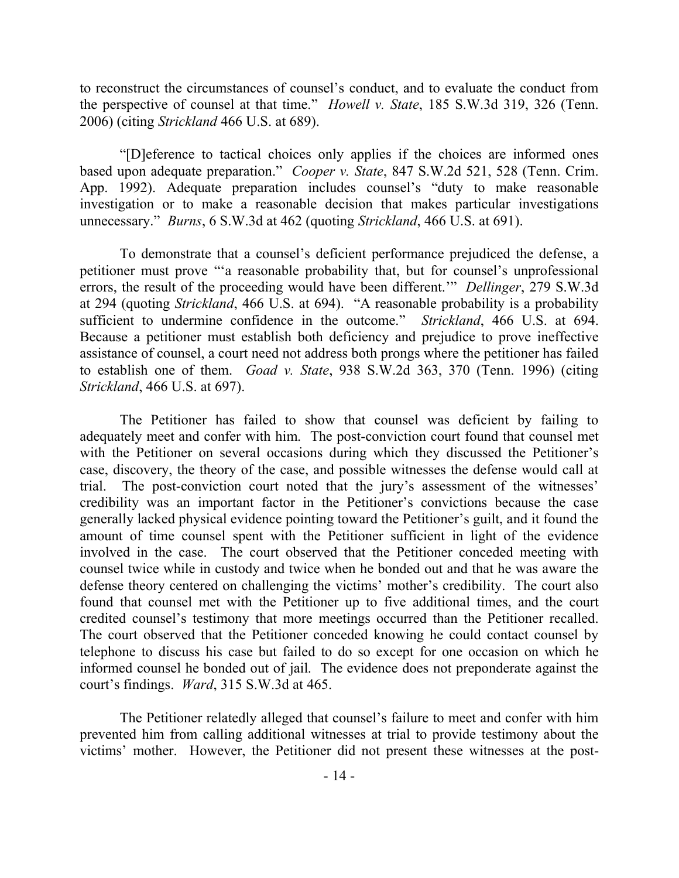to reconstruct the circumstances of counsel's conduct, and to evaluate the conduct from the perspective of counsel at that time." *Howell v. State*, 185 S.W.3d 319, 326 (Tenn. 2006) (citing *Strickland* 466 U.S. at 689).

"[D]eference to tactical choices only applies if the choices are informed ones based upon adequate preparation." *Cooper v. State*, 847 S.W.2d 521, 528 (Tenn. Crim. App. 1992). Adequate preparation includes counsel's "duty to make reasonable investigation or to make a reasonable decision that makes particular investigations unnecessary." *Burns*, 6 S.W.3d at 462 (quoting *Strickland*, 466 U.S. at 691).

To demonstrate that a counsel's deficient performance prejudiced the defense, a petitioner must prove "'a reasonable probability that, but for counsel's unprofessional errors, the result of the proceeding would have been different.'" *Dellinger*, 279 S.W.3d at 294 (quoting *Strickland*, 466 U.S. at 694). "A reasonable probability is a probability sufficient to undermine confidence in the outcome." *Strickland*, 466 U.S. at 694. Because a petitioner must establish both deficiency and prejudice to prove ineffective assistance of counsel, a court need not address both prongs where the petitioner has failed to establish one of them. *Goad v. State*, 938 S.W.2d 363, 370 (Tenn. 1996) (citing *Strickland*, 466 U.S. at 697).

The Petitioner has failed to show that counsel was deficient by failing to adequately meet and confer with him. The post-conviction court found that counsel met with the Petitioner on several occasions during which they discussed the Petitioner's case, discovery, the theory of the case, and possible witnesses the defense would call at trial. The post-conviction court noted that the jury's assessment of the witnesses' credibility was an important factor in the Petitioner's convictions because the case generally lacked physical evidence pointing toward the Petitioner's guilt, and it found the amount of time counsel spent with the Petitioner sufficient in light of the evidence involved in the case. The court observed that the Petitioner conceded meeting with counsel twice while in custody and twice when he bonded out and that he was aware the defense theory centered on challenging the victims' mother's credibility. The court also found that counsel met with the Petitioner up to five additional times, and the court credited counsel's testimony that more meetings occurred than the Petitioner recalled. The court observed that the Petitioner conceded knowing he could contact counsel by telephone to discuss his case but failed to do so except for one occasion on which he informed counsel he bonded out of jail. The evidence does not preponderate against the court's findings. *Ward*, 315 S.W.3d at 465.

The Petitioner relatedly alleged that counsel's failure to meet and confer with him prevented him from calling additional witnesses at trial to provide testimony about the victims' mother. However, the Petitioner did not present these witnesses at the post-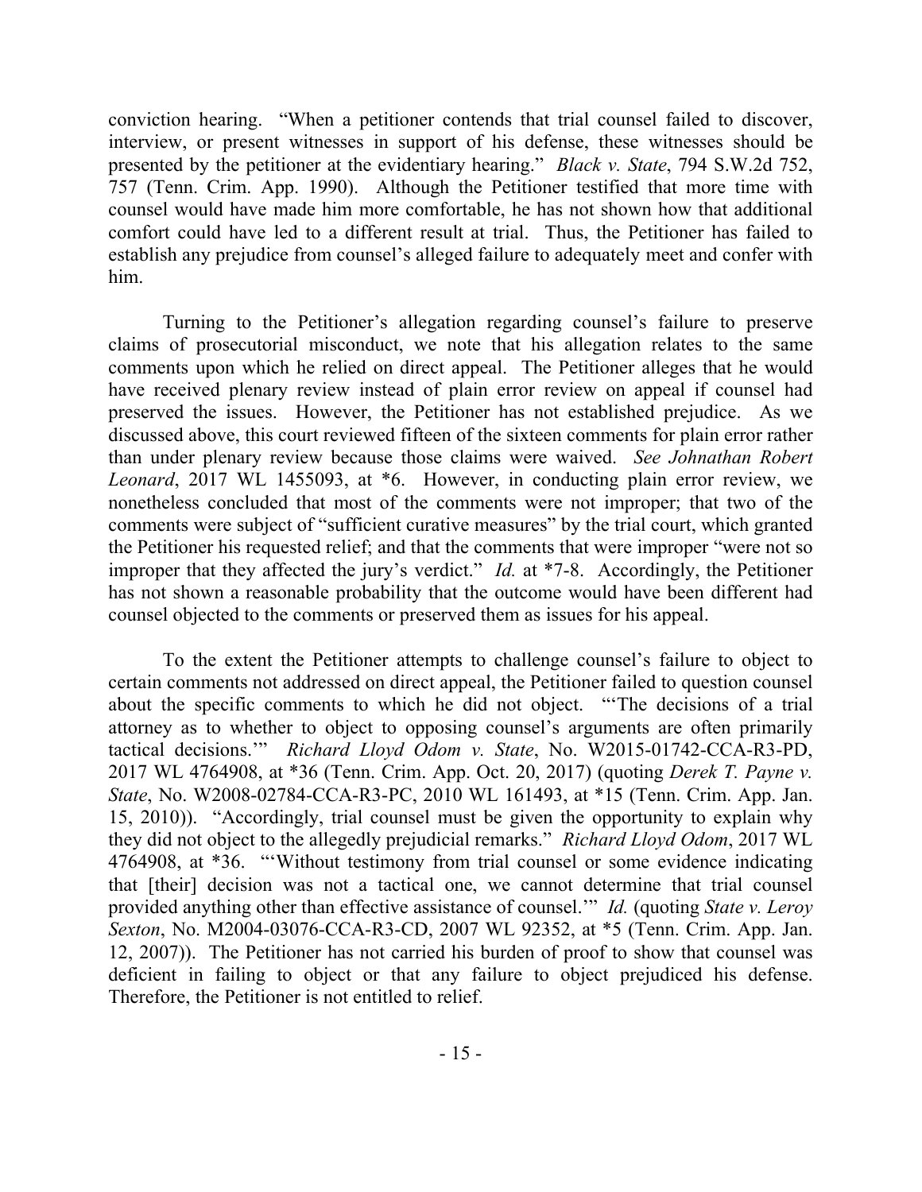conviction hearing. "When a petitioner contends that trial counsel failed to discover, interview, or present witnesses in support of his defense, these witnesses should be presented by the petitioner at the evidentiary hearing." *Black v. State*, 794 S.W.2d 752, 757 (Tenn. Crim. App. 1990). Although the Petitioner testified that more time with counsel would have made him more comfortable, he has not shown how that additional comfort could have led to a different result at trial. Thus, the Petitioner has failed to establish any prejudice from counsel's alleged failure to adequately meet and confer with him.

Turning to the Petitioner's allegation regarding counsel's failure to preserve claims of prosecutorial misconduct, we note that his allegation relates to the same comments upon which he relied on direct appeal. The Petitioner alleges that he would have received plenary review instead of plain error review on appeal if counsel had preserved the issues. However, the Petitioner has not established prejudice. As we discussed above, this court reviewed fifteen of the sixteen comments for plain error rather than under plenary review because those claims were waived. *See Johnathan Robert Leonard*, 2017 WL 1455093, at *6. However, in conducting plain error review, we nonetheless concluded that most of the comments were not improper; that two of the comments were subject of "sufficient curative measures" by the trial court, which granted the Petitioner his requested relief; and that the comments that were improper "were not so improper that they affected the jury's verdict." *Id.* at *7-8. Accordingly, the Petitioner has not shown a reasonable probability that the outcome would have been different had counsel objected to the comments or preserved them as issues for his appeal.

To the extent the Petitioner attempts to challenge counsel's failure to object to certain comments not addressed on direct appeal, the Petitioner failed to question counsel about the specific comments to which he did not object. "'The decisions of a trial attorney as to whether to object to opposing counsel's arguments are often primarily tactical decisions.'" *Richard Lloyd Odom v. State*, No. W2015-01742-CCA-R3-PD, 2017 WL 4764908, at *36 (Tenn. Crim. App. Oct. 20, 2017) (quoting *Derek T. Payne v. State*, No. W2008-02784-CCA-R3-PC, 2010 WL 161493, at *15 (Tenn. Crim. App. Jan. 15, 2010)). "Accordingly, trial counsel must be given the opportunity to explain why they did not object to the allegedly prejudicial remarks." *Richard Lloyd Odom*, 2017 WL 4764908, at *36. "'Without testimony from trial counsel or some evidence indicating that [their] decision was not a tactical one, we cannot determine that trial counsel provided anything other than effective assistance of counsel.'" *Id.* (quoting *State v. Leroy Sexton*, No. M2004-03076-CCA-R3-CD, 2007 WL 92352, at *5 (Tenn. Crim. App. Jan. 12, 2007)). The Petitioner has not carried his burden of proof to show that counsel was deficient in failing to object or that any failure to object prejudiced his defense. Therefore, the Petitioner is not entitled to relief.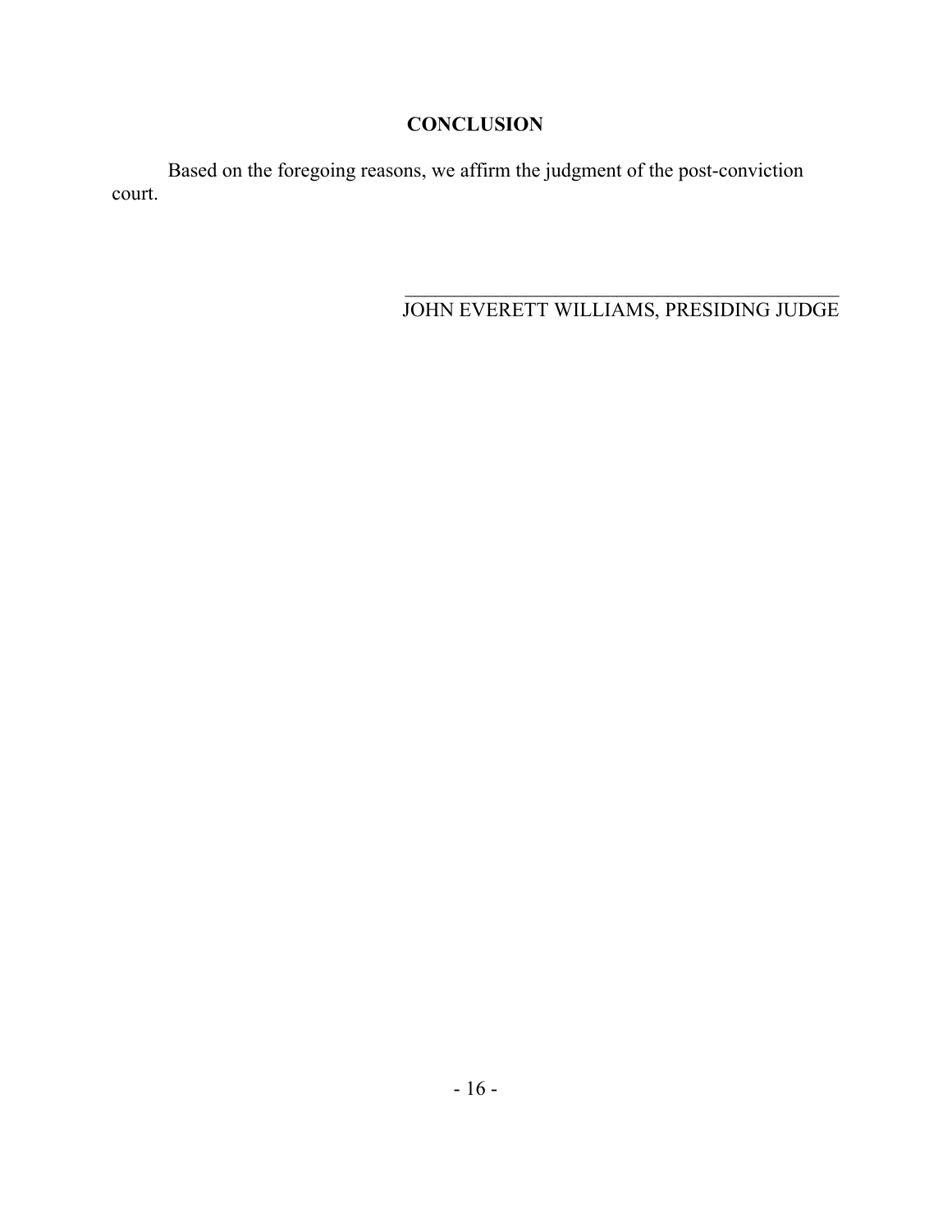## CONCLUSION

Based on the foregoing reasons, we affirm the judgment of the post-conviction court.

\_\_\_\_\_\_\_\_\_\_\_\_\_\_\_\_\_\_\_\_\_\_\_\_\_\_\_\_\_\_\_\_\_\_\_\_\_\_\_\_\_\_\_\_

JOHN EVERETT WILLIAMS, PRESIDING JUDGE